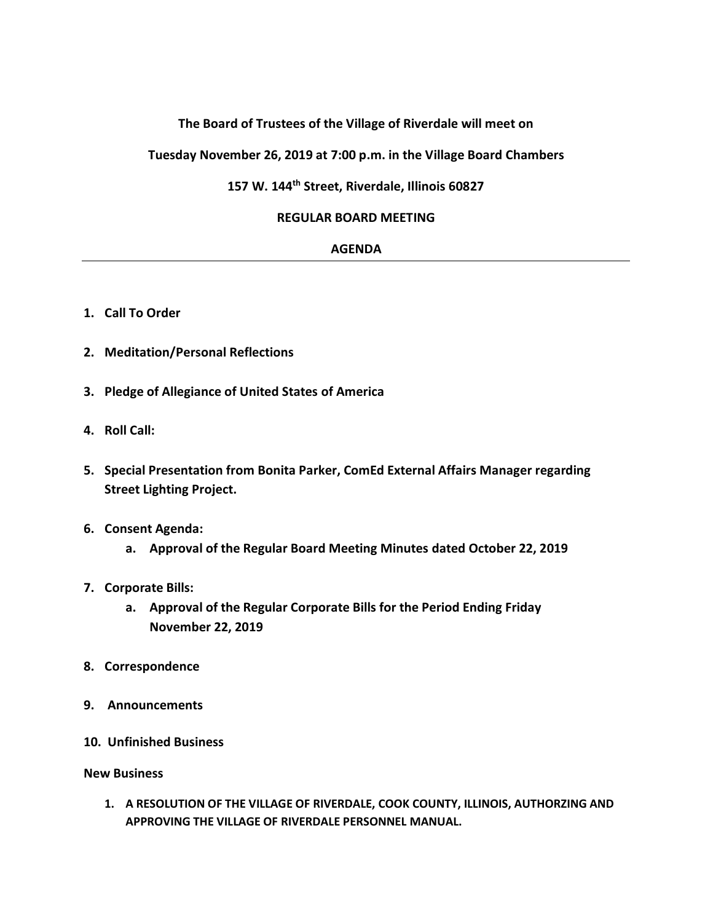**The Board of Trustees of the Village of Riverdale will meet on**

**Tuesday November 26, 2019 at 7:00 p.m. in the Village Board Chambers**

**157 W. 144th Street, Riverdale, Illinois 60827**

**REGULAR BOARD MEETING**

**AGENDA**

---

1. **Call To Order**
2. **Meditation/Personal Reflections**
3. **Pledge of Allegiance of United States of America**
4. **Roll Call:**
5. **Special Presentation from Bonita Parker, ComEd External Affairs Manager regarding Street Lighting Project.**
6. **Consent Agenda:**
   a. **Approval of the Regular Board Meeting Minutes dated October 22, 2019**
7. **Corporate Bills:**
   a. **Approval of the Regular Corporate Bills for the Period Ending Friday November 22, 2019**
8. **Correspondence**
9. **Announcements**
10. **Unfinished Business**

**New Business**

1. **A RESOLUTION OF THE VILLAGE OF RIVERDALE, COOK COUNTY, ILLINOIS, AUTHORZING AND APPROVING THE VILLAGE OF RIVERDALE PERSONNEL MANUAL.**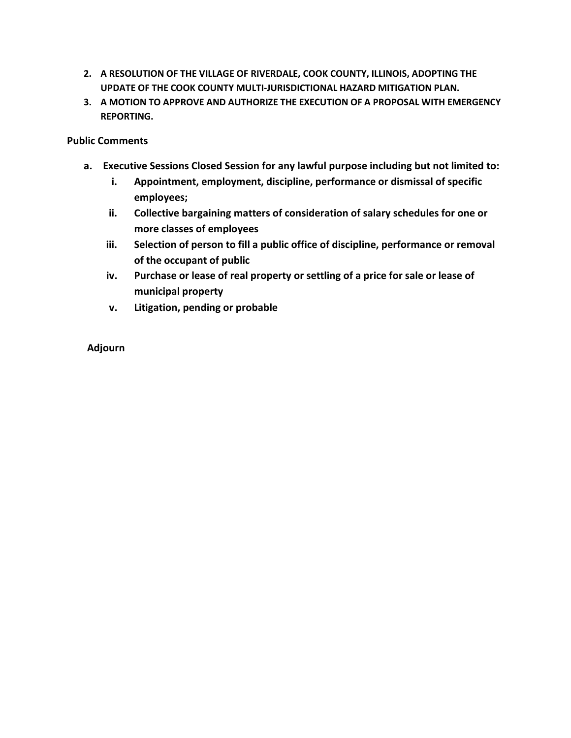2. **A RESOLUTION OF THE VILLAGE OF RIVERDALE, COOK COUNTY, ILLINOIS, ADOPTING THE UPDATE OF THE COOK COUNTY MULTI-JURISDICTIONAL HAZARD MITIGATION PLAN.**
3. **A MOTION TO APPROVE AND AUTHORIZE THE EXECUTION OF A PROPOSAL WITH EMERGENCY REPORTING.**

**Public Comments**

- **a. Executive Sessions Closed Session for any lawful purpose including but not limited to:**
  - **i. Appointment, employment, discipline, performance or dismissal of specific employees;**
  - **ii. Collective bargaining matters of consideration of salary schedules for one or more classes of employees**
  - **iii. Selection of person to fill a public office of discipline, performance or removal of the occupant of public**
  - **iv. Purchase or lease of real property or settling of a price for sale or lease of municipal property**
  - **v. Litigation, pending or probable**

**Adjourn**